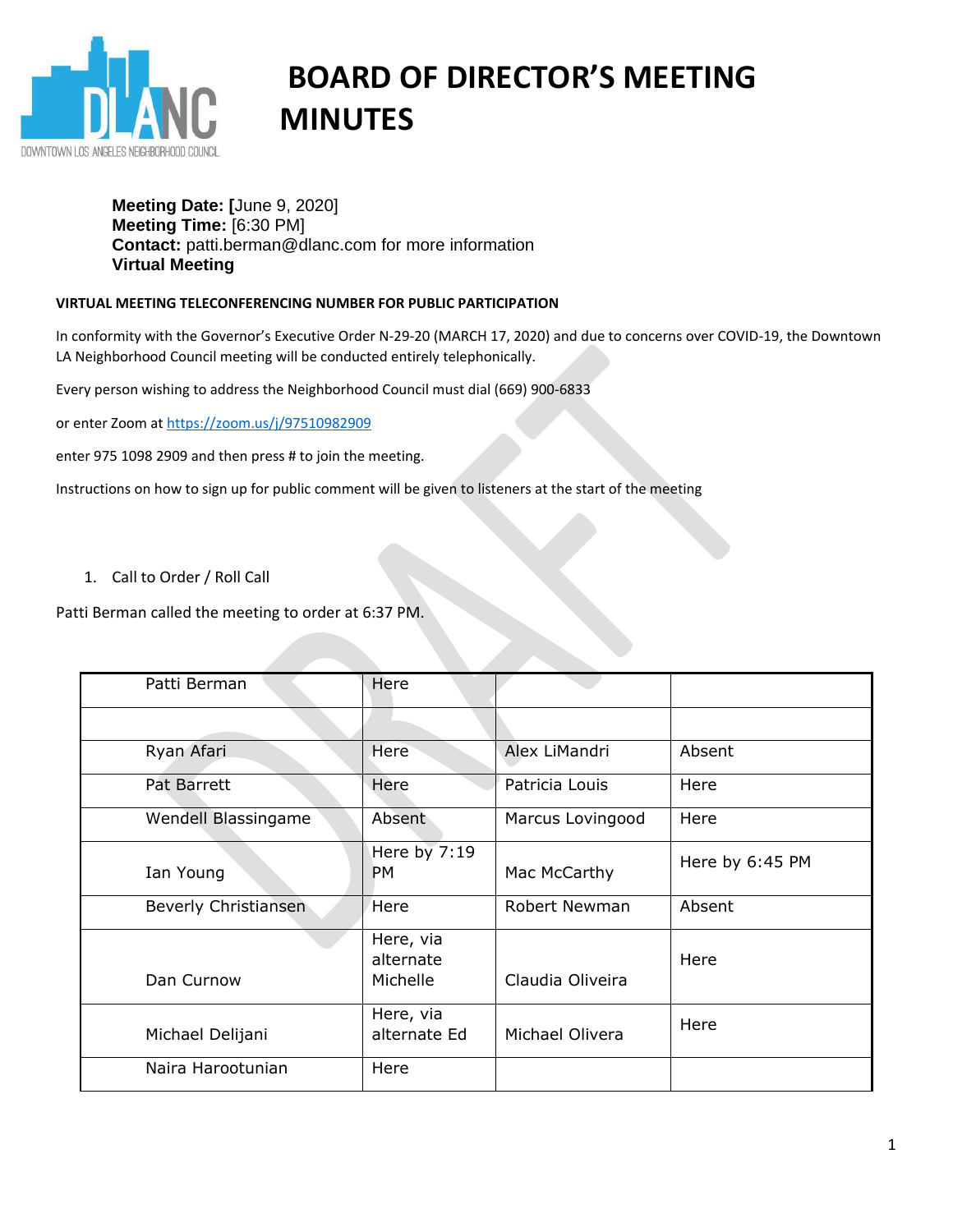# BOARD OF DIRECTOR'S MEETING MINUTES

**Meeting Date: [**June 9, 2020]
**Meeting Time:** [6:30 PM]
**Contact:** patti.berman@dlanc.com for more information
**Virtual Meeting**

**VIRTUAL MEETING TELECONFERENCING NUMBER FOR PUBLIC PARTICIPATION**

In conformity with the Governor's Executive Order N-29-20 (MARCH 17, 2020) and due to concerns over COVID-19, the Downtown LA Neighborhood Council meeting will be conducted entirely telephonically.

Every person wishing to address the Neighborhood Council must dial (669) 900-6833

or enter Zoom at https://zoom.us/j/97510982909

enter 975 1098 2909 and then press # to join the meeting.

Instructions on how to sign up for public comment will be given to listeners at the start of the meeting

1. Call to Order / Roll Call

Patti Berman called the meeting to order at 6:37 PM.

| Patti Berman | Here | | |
|---|---|---|---|
| | | | |
| Ryan Afari | Here | Alex LiMandri | Absent |
| Pat Barrett | Here | Patricia Louis | Here |
| Wendell Blassingame | Absent | Marcus Lovingood | Here |
| Ian Young | Here by 7:19 PM | Mac McCarthy | Here by 6:45 PM |
| Beverly Christiansen | Here | Robert Newman | Absent |
| Dan Curnow | Here, via alternate Michelle | Claudia Oliveira | Here |
| Michael Delijani | Here, via alternate Ed | Michael Olivera | Here |
| Naira Harootunian | Here | | |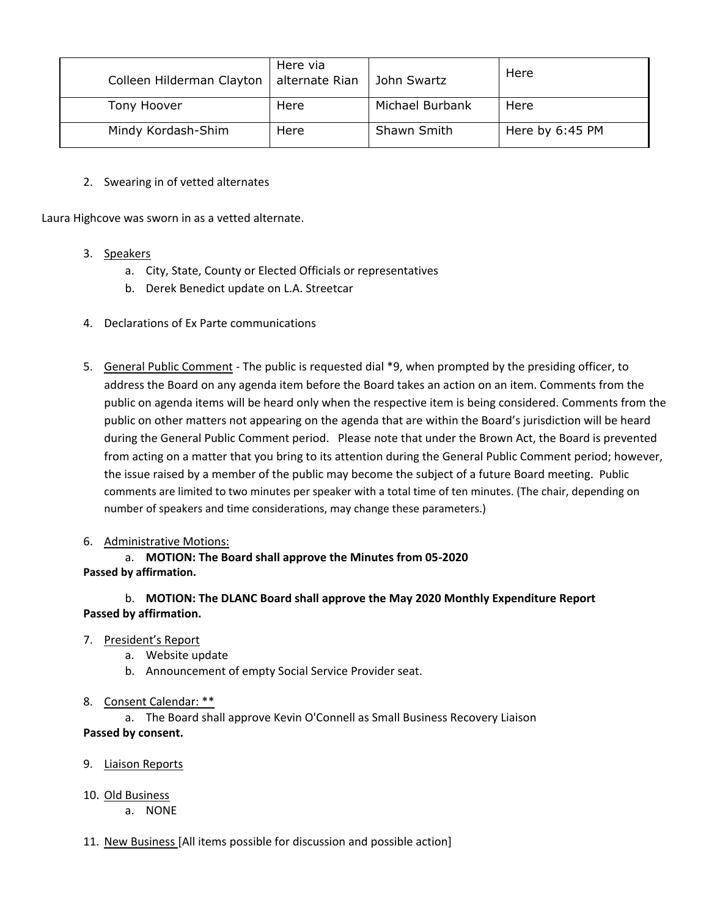| Colleen Hilderman Clayton | Here via alternate Rian | John Swartz | Here |
|---|---|---|---|
| Tony Hoover | Here | Michael Burbank | Here |
| Mindy Kordash-Shim | Here | Shawn Smith | Here by 6:45 PM |

2. Swearing in of vetted alternates

Laura Highcove was sworn in as a vetted alternate.

3. Speakers
    a. City, State, County or Elected Officials or representatives
    b. Derek Benedict update on L.A. Streetcar

4. Declarations of Ex Parte communications

5. General Public Comment - The public is requested dial *9, when prompted by the presiding officer, to address the Board on any agenda item before the Board takes an action on an item. Comments from the public on agenda items will be heard only when the respective item is being considered. Comments from the public on other matters not appearing on the agenda that are within the Board's jurisdiction will be heard during the General Public Comment period. Please note that under the Brown Act, the Board is prevented from acting on a matter that you bring to its attention during the General Public Comment period; however, the issue raised by a member of the public may become the subject of a future Board meeting. Public comments are limited to two minutes per speaker with a total time of ten minutes. (The chair, depending on number of speakers and time considerations, may change these parameters.)

6. Administrative Motions:
    a. **MOTION: The Board shall approve the Minutes from 05-2020**

**Passed by affirmation.**

    b. **MOTION: The DLANC Board shall approve the May 2020 Monthly Expenditure Report**

**Passed by affirmation.**

7. President's Report
    a. Website update
    b. Announcement of empty Social Service Provider seat.

8. Consent Calendar: **
    a. The Board shall approve Kevin O'Connell as Small Business Recovery Liaison

**Passed by consent.**

9. Liaison Reports

10. Old Business
    a. NONE

11. New Business [All items possible for discussion and possible action]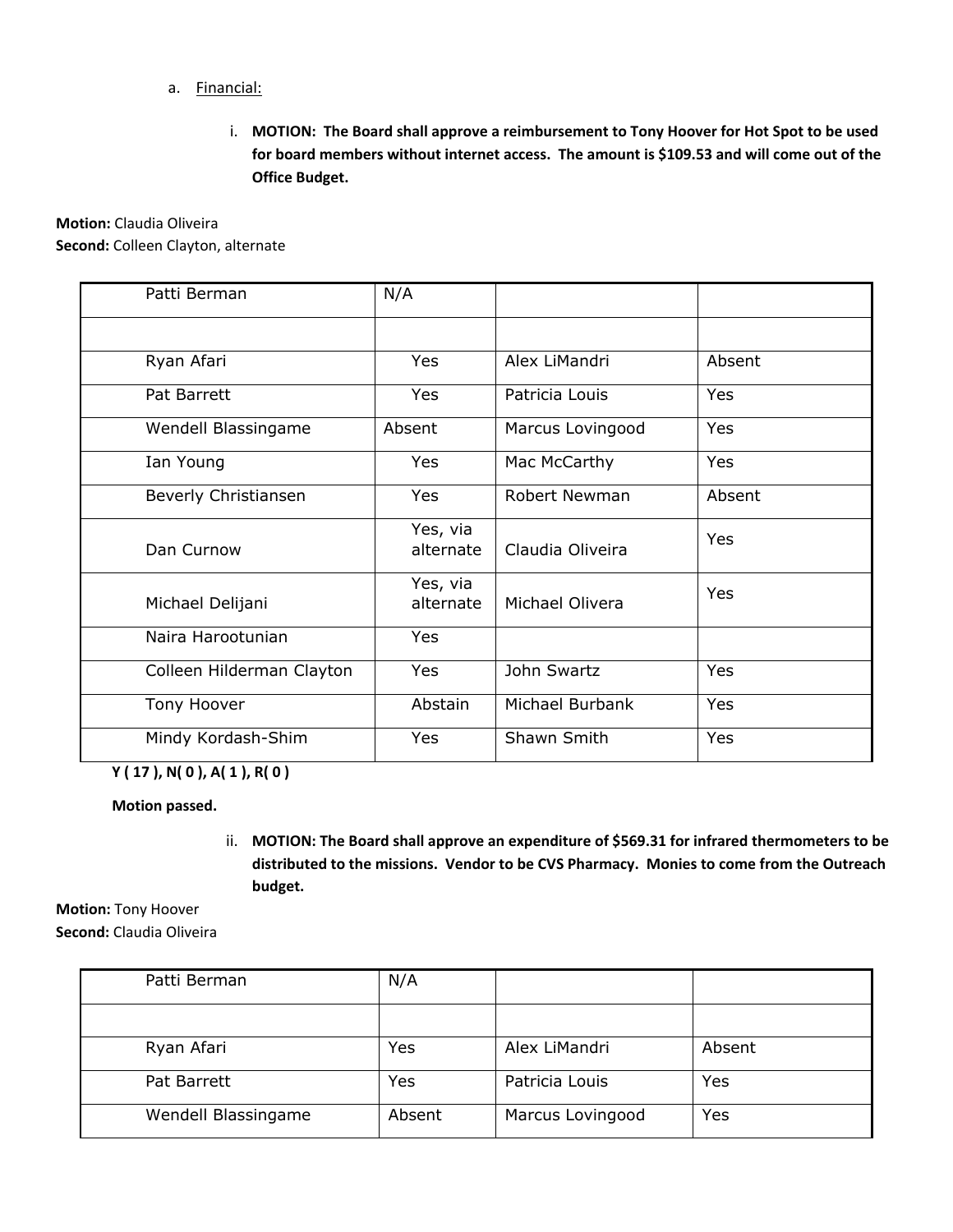a. Financial:

i. **MOTION: The Board shall approve a reimbursement to Tony Hoover for Hot Spot to be used for board members without internet access. The amount is $109.53 and will come out of the Office Budget.**

**Motion:** Claudia Oliveira
**Second:** Colleen Clayton, alternate

| Patti Berman | N/A | | |
|---|---|---|---|
| | | | |
| Ryan Afari | Yes | Alex LiMandri | Absent |
| Pat Barrett | Yes | Patricia Louis | Yes |
| Wendell Blassingame | Absent | Marcus Lovingood | Yes |
| Ian Young | Yes | Mac McCarthy | Yes |
| Beverly Christiansen | Yes | Robert Newman | Absent |
| Dan Curnow | Yes, via alternate | Claudia Oliveira | Yes |
| Michael Delijani | Yes, via alternate | Michael Olivera | Yes |
| Naira Harootunian | Yes | | |
| Colleen Hilderman Clayton | Yes | John Swartz | Yes |
| Tony Hoover | Abstain | Michael Burbank | Yes |
| Mindy Kordash-Shim | Yes | Shawn Smith | Yes |

**Y ( 17 ), N( 0 ), A( 1 ), R( 0 )**

**Motion passed.**

ii. **MOTION: The Board shall approve an expenditure of $569.31 for infrared thermometers to be distributed to the missions. Vendor to be CVS Pharmacy. Monies to come from the Outreach budget.**

**Motion:** Tony Hoover
**Second:** Claudia Oliveira

| Patti Berman | N/A | | |
|---|---|---|---|
| | | | |
| Ryan Afari | Yes | Alex LiMandri | Absent |
| Pat Barrett | Yes | Patricia Louis | Yes |
| Wendell Blassingame | Absent | Marcus Lovingood | Yes |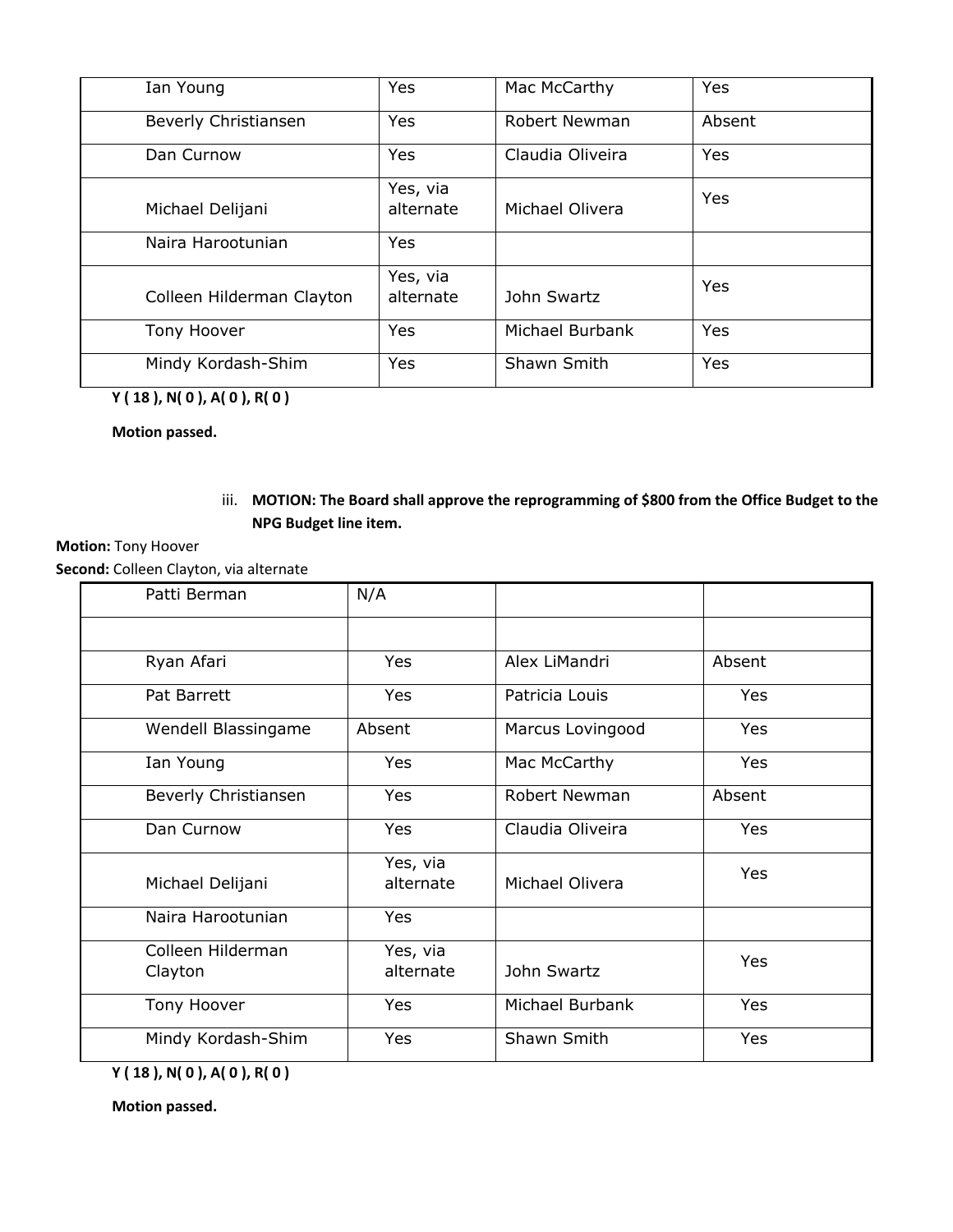| Ian Young | Yes | Mac McCarthy | Yes |
|---|---|---|---|
| Beverly Christiansen | Yes | Robert Newman | Absent |
| Dan Curnow | Yes | Claudia Oliveira | Yes |
| Michael Delijani | Yes, via alternate | Michael Olivera | Yes |
| Naira Harootunian | Yes | | |
| Colleen Hilderman Clayton | Yes, via alternate | John Swartz | Yes |
| Tony Hoover | Yes | Michael Burbank | Yes |
| Mindy Kordash-Shim | Yes | Shawn Smith | Yes |

**Y ( 18 ), N( 0 ), A( 0 ), R( 0 )**

**Motion passed.**

iii. **MOTION: The Board shall approve the reprogramming of $800 from the Office Budget to the NPG Budget line item.**

**Motion:** Tony Hoover

**Second:** Colleen Clayton, via alternate

| Patti Berman | N/A | | |
|---|---|---|---|
| | | | |
| Ryan Afari | Yes | Alex LiMandri | Absent |
| Pat Barrett | Yes | Patricia Louis | Yes |
| Wendell Blassingame | Absent | Marcus Lovingood | Yes |
| Ian Young | Yes | Mac McCarthy | Yes |
| Beverly Christiansen | Yes | Robert Newman | Absent |
| Dan Curnow | Yes | Claudia Oliveira | Yes |
| Michael Delijani | Yes, via alternate | Michael Olivera | Yes |
| Naira Harootunian | Yes | | |
| Colleen Hilderman Clayton | Yes, via alternate | John Swartz | Yes |
| Tony Hoover | Yes | Michael Burbank | Yes |
| Mindy Kordash-Shim | Yes | Shawn Smith | Yes |

**Y ( 18 ), N( 0 ), A( 0 ), R( 0 )**

**Motion passed.**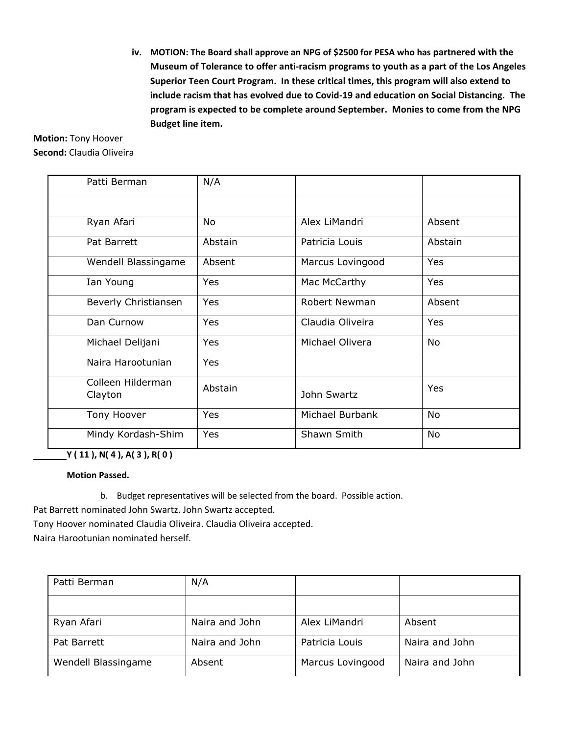iv. **MOTION: The Board shall approve an NPG of $2500 for PESA who has partnered with the Museum of Tolerance to offer anti-racism programs to youth as a part of the Los Angeles Superior Teen Court Program. In these critical times, this program will also extend to include racism that has evolved due to Covid-19 and education on Social Distancing. The program is expected to be complete around September. Monies to come from the NPG Budget line item.**

**Motion:** Tony Hoover
**Second:** Claudia Oliveira

| Patti Berman | N/A | | |
|---|---|---|---|
| | | | |
| Ryan Afari | No | Alex LiMandri | Absent |
| Pat Barrett | Abstain | Patricia Louis | Abstain |
| Wendell Blassingame | Absent | Marcus Lovingood | Yes |
| Ian Young | Yes | Mac McCarthy | Yes |
| Beverly Christiansen | Yes | Robert Newman | Absent |
| Dan Curnow | Yes | Claudia Oliveira | Yes |
| Michael Delijani | Yes | Michael Olivera | No |
| Naira Harootunian | Yes | | |
| Colleen Hilderman Clayton | Abstain | John Swartz | Yes |
| Tony Hoover | Yes | Michael Burbank | No |
| Mindy Kordash-Shim | Yes | Shawn Smith | No |

**Y ( 11 ), N( 4 ), A( 3 ), R( 0 )**

**Motion Passed.**

b. Budget representatives will be selected from the board. Possible action.

Pat Barrett nominated John Swartz. John Swartz accepted.
Tony Hoover nominated Claudia Oliveira. Claudia Oliveira accepted.
Naira Harootunian nominated herself.

| Patti Berman | N/A | | |
|---|---|---|---|
| | | | |
| Ryan Afari | Naira and John | Alex LiMandri | Absent |
| Pat Barrett | Naira and John | Patricia Louis | Naira and John |
| Wendell Blassingame | Absent | Marcus Lovingood | Naira and John |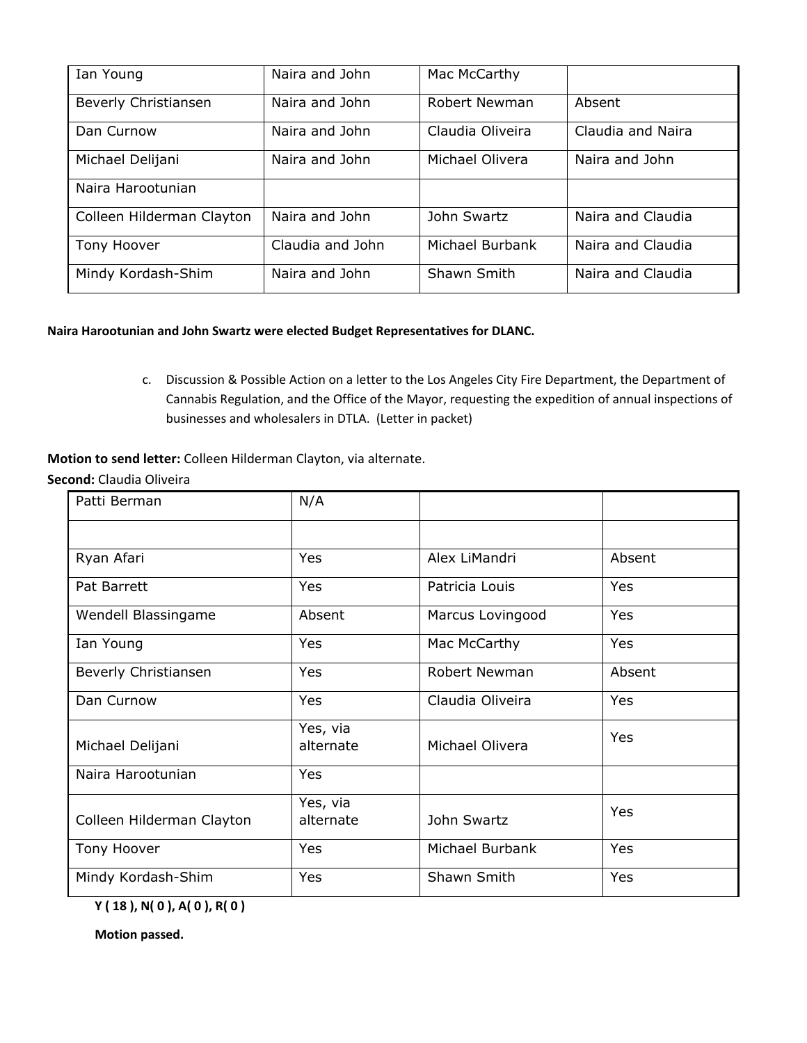| Ian Young | Naira and John | Mac McCarthy | |
|---|---|---|---|
| Beverly Christiansen | Naira and John | Robert Newman | Absent |
| Dan Curnow | Naira and John | Claudia Oliveira | Claudia and Naira |
| Michael Delijani | Naira and John | Michael Olivera | Naira and John |
| Naira Harootunian | | | |
| Colleen Hilderman Clayton | Naira and John | John Swartz | Naira and Claudia |
| Tony Hoover | Claudia and John | Michael Burbank | Naira and Claudia |
| Mindy Kordash-Shim | Naira and John | Shawn Smith | Naira and Claudia |

**Naira Harootunian and John Swartz were elected Budget Representatives for DLANC.**

c. Discussion & Possible Action on a letter to the Los Angeles City Fire Department, the Department of Cannabis Regulation, and the Office of the Mayor, requesting the expedition of annual inspections of businesses and wholesalers in DTLA. (Letter in packet)

**Motion to send letter:** Colleen Hilderman Clayton, via alternate.

**Second:** Claudia Oliveira

| Patti Berman | N/A | | |
|---|---|---|---|
| | | | |
| Ryan Afari | Yes | Alex LiMandri | Absent |
| Pat Barrett | Yes | Patricia Louis | Yes |
| Wendell Blassingame | Absent | Marcus Lovingood | Yes |
| Ian Young | Yes | Mac McCarthy | Yes |
| Beverly Christiansen | Yes | Robert Newman | Absent |
| Dan Curnow | Yes | Claudia Oliveira | Yes |
| Michael Delijani | Yes, via alternate | Michael Olivera | Yes |
| Naira Harootunian | Yes | | |
| Colleen Hilderman Clayton | Yes, via alternate | John Swartz | Yes |
| Tony Hoover | Yes | Michael Burbank | Yes |
| Mindy Kordash-Shim | Yes | Shawn Smith | Yes |

**Y ( 18 ), N( 0 ), A( 0 ), R( 0 )**

**Motion passed.**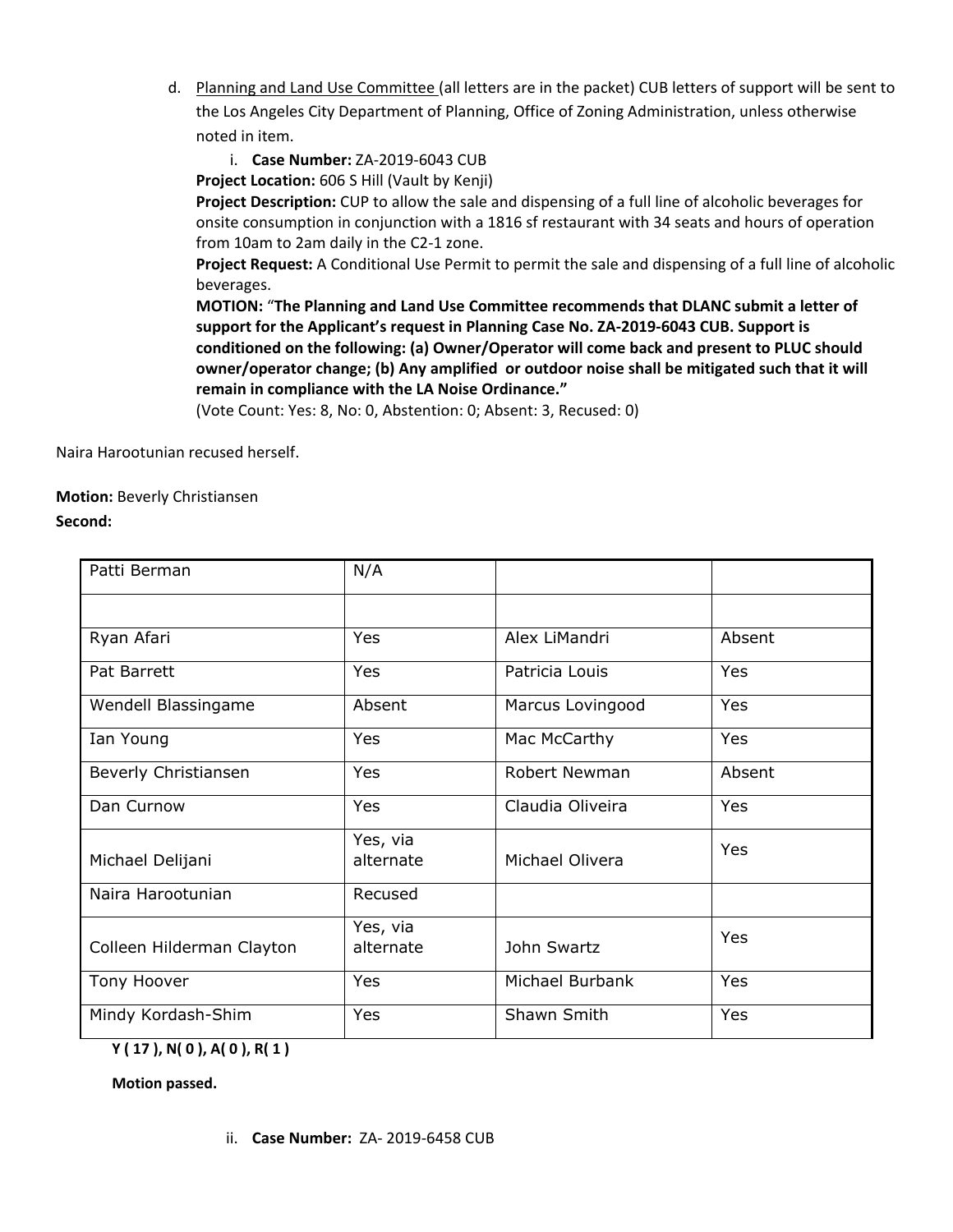d. Planning and Land Use Committee (all letters are in the packet) CUB letters of support will be sent to the Los Angeles City Department of Planning, Office of Zoning Administration, unless otherwise noted in item.

   i. **Case Number:** ZA-2019-6043 CUB

   **Project Location:** 606 S Hill (Vault by Kenji)

   **Project Description:** CUP to allow the sale and dispensing of a full line of alcoholic beverages for onsite consumption in conjunction with a 1816 sf restaurant with 34 seats and hours of operation from 10am to 2am daily in the C2-1 zone.

   **Project Request:** A Conditional Use Permit to permit the sale and dispensing of a full line of alcoholic beverages.

   **MOTION:** "**The Planning and Land Use Committee recommends that DLANC submit a letter of support for the Applicant's request in Planning Case No. ZA-2019-6043 CUB. Support is conditioned on the following: (a) Owner/Operator will come back and present to PLUC should owner/operator change; (b) Any amplified or outdoor noise shall be mitigated such that it will remain in compliance with the LA Noise Ordinance."**

   (Vote Count: Yes: 8, No: 0, Abstention: 0; Absent: 3, Recused: 0)

Naira Harootunian recused herself.

**Motion:** Beverly Christiansen

**Second:**

| Patti Berman | N/A | | |
|---|---|---|---|
| | | | |
| Ryan Afari | Yes | Alex LiMandri | Absent |
| Pat Barrett | Yes | Patricia Louis | Yes |
| Wendell Blassingame | Absent | Marcus Lovingood | Yes |
| Ian Young | Yes | Mac McCarthy | Yes |
| Beverly Christiansen | Yes | Robert Newman | Absent |
| Dan Curnow | Yes | Claudia Oliveira | Yes |
| Michael Delijani | Yes, via alternate | Michael Olivera | Yes |
| Naira Harootunian | Recused | | |
| Colleen Hilderman Clayton | Yes, via alternate | John Swartz | Yes |
| Tony Hoover | Yes | Michael Burbank | Yes |
| Mindy Kordash-Shim | Yes | Shawn Smith | Yes |

**Y ( 17 ), N( 0 ), A( 0 ), R( 1 )**

**Motion passed.**

   ii. **Case Number:** ZA- 2019-6458 CUB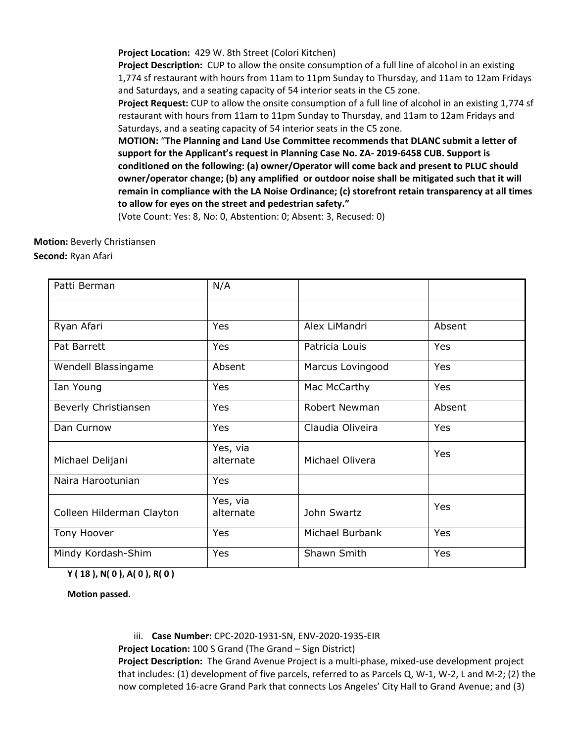**Project Location:** 429 W. 8th Street (Colori Kitchen)
**Project Description:** CUP to allow the onsite consumption of a full line of alcohol in an existing 1,774 sf restaurant with hours from 11am to 11pm Sunday to Thursday, and 11am to 12am Fridays and Saturdays, and a seating capacity of 54 interior seats in the C5 zone.
**Project Request:** CUP to allow the onsite consumption of a full line of alcohol in an existing 1,774 sf restaurant with hours from 11am to 11pm Sunday to Thursday, and 11am to 12am Fridays and Saturdays, and a seating capacity of 54 interior seats in the C5 zone.
**MOTION:** "**The Planning and Land Use Committee recommends that DLANC submit a letter of support for the Applicant's request in Planning Case No. ZA- 2019-6458 CUB. Support is conditioned on the following: (a) owner/Operator will come back and present to PLUC should owner/operator change; (b) any amplified or outdoor noise shall be mitigated such that it will remain in compliance with the LA Noise Ordinance; (c) storefront retain transparency at all times to allow for eyes on the street and pedestrian safety.**"
(Vote Count: Yes: 8, No: 0, Abstention: 0; Absent: 3, Recused: 0)

**Motion:** Beverly Christiansen
**Second:** Ryan Afari

| Patti Berman | N/A | | |
|---|---|---|---|
| | | | |
| Ryan Afari | Yes | Alex LiMandri | Absent |
| Pat Barrett | Yes | Patricia Louis | Yes |
| Wendell Blassingame | Absent | Marcus Lovingood | Yes |
| Ian Young | Yes | Mac McCarthy | Yes |
| Beverly Christiansen | Yes | Robert Newman | Absent |
| Dan Curnow | Yes | Claudia Oliveira | Yes |
| Michael Delijani | Yes, via alternate | Michael Olivera | Yes |
| Naira Harootunian | Yes | | |
| Colleen Hilderman Clayton | Yes, via alternate | John Swartz | Yes |
| Tony Hoover | Yes | Michael Burbank | Yes |
| Mindy Kordash-Shim | Yes | Shawn Smith | Yes |

**Y ( 18 ), N( 0 ), A( 0 ), R( 0 )**

**Motion passed.**

iii. **Case Number:** CPC-2020-1931-SN, ENV-2020-1935-EIR
**Project Location:** 100 S Grand (The Grand – Sign District)
**Project Description:** The Grand Avenue Project is a multi-phase, mixed-use development project that includes: (1) development of five parcels, referred to as Parcels Q, W-1, W-2, L and M-2; (2) the now completed 16-acre Grand Park that connects Los Angeles' City Hall to Grand Avenue; and (3)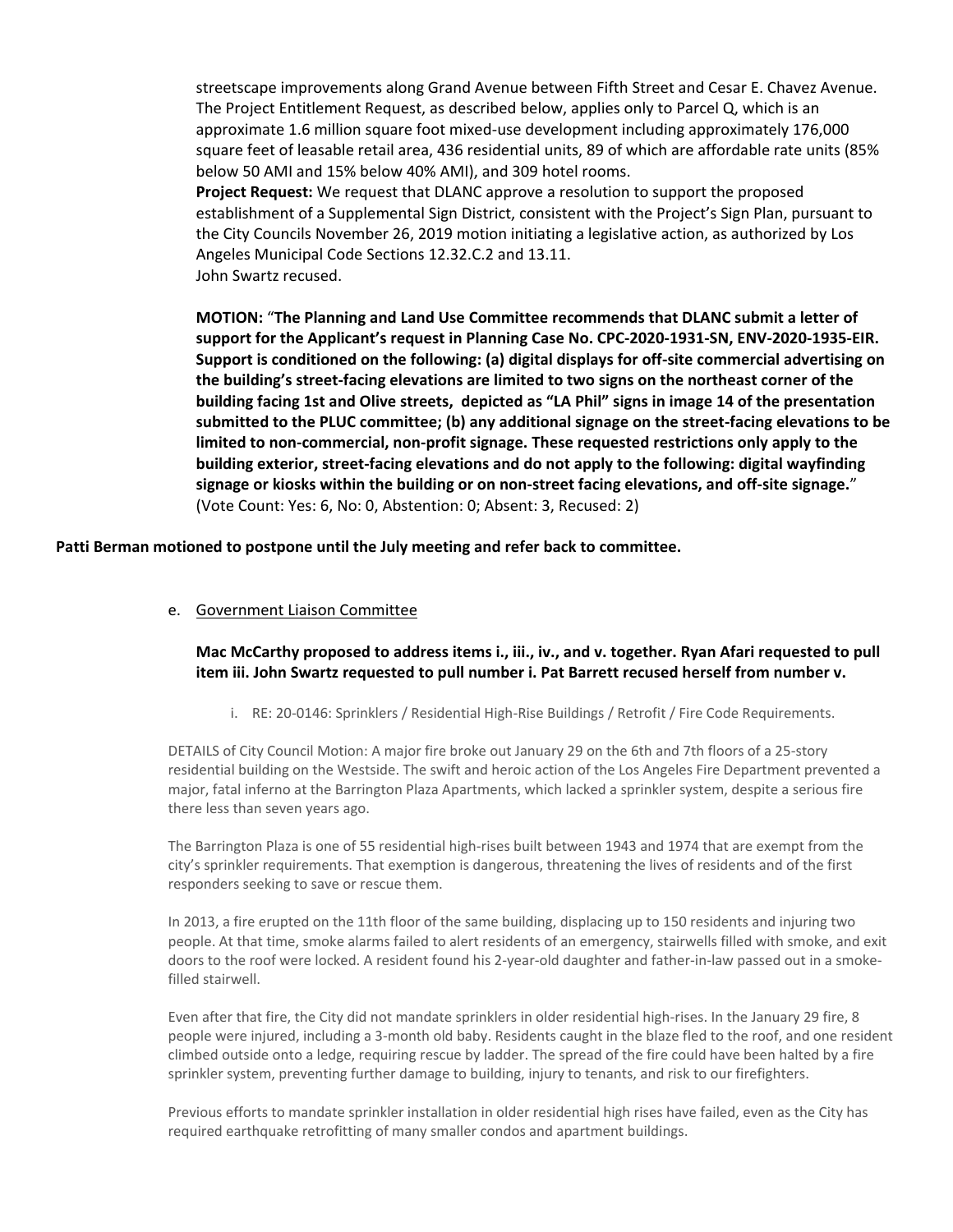streetscape improvements along Grand Avenue between Fifth Street and Cesar E. Chavez Avenue. The Project Entitlement Request, as described below, applies only to Parcel Q, which is an approximate 1.6 million square foot mixed-use development including approximately 176,000 square feet of leasable retail area, 436 residential units, 89 of which are affordable rate units (85% below 50 AMI and 15% below 40% AMI), and 309 hotel rooms.

**Project Request:** We request that DLANC approve a resolution to support the proposed establishment of a Supplemental Sign District, consistent with the Project's Sign Plan, pursuant to the City Councils November 26, 2019 motion initiating a legislative action, as authorized by Los Angeles Municipal Code Sections 12.32.C.2 and 13.11.

John Swartz recused.

**MOTION:** "**The Planning and Land Use Committee recommends that DLANC submit a letter of support for the Applicant's request in Planning Case No. CPC-2020-1931-SN, ENV-2020-1935-EIR. Support is conditioned on the following: (a) digital displays for off-site commercial advertising on the building's street-facing elevations are limited to two signs on the northeast corner of the building facing 1st and Olive streets, depicted as "LA Phil" signs in image 14 of the presentation submitted to the PLUC committee; (b) any additional signage on the street-facing elevations to be limited to non-commercial, non-profit signage. These requested restrictions only apply to the building exterior, street-facing elevations and do not apply to the following: digital wayfinding signage or kiosks within the building or on non-street facing elevations, and off-site signage.**" (Vote Count: Yes: 6, No: 0, Abstention: 0; Absent: 3, Recused: 2)

**Patti Berman motioned to postpone until the July meeting and refer back to committee.**

e. Government Liaison Committee

**Mac McCarthy proposed to address items i., iii., iv., and v. together. Ryan Afari requested to pull item iii. John Swartz requested to pull number i. Pat Barrett recused herself from number v.**

i. RE: 20-0146: Sprinklers / Residential High-Rise Buildings / Retrofit / Fire Code Requirements.

DETAILS of City Council Motion: A major fire broke out January 29 on the 6th and 7th floors of a 25-story residential building on the Westside. The swift and heroic action of the Los Angeles Fire Department prevented a major, fatal inferno at the Barrington Plaza Apartments, which lacked a sprinkler system, despite a serious fire there less than seven years ago.

The Barrington Plaza is one of 55 residential high-rises built between 1943 and 1974 that are exempt from the city's sprinkler requirements. That exemption is dangerous, threatening the lives of residents and of the first responders seeking to save or rescue them.

In 2013, a fire erupted on the 11th floor of the same building, displacing up to 150 residents and injuring two people. At that time, smoke alarms failed to alert residents of an emergency, stairwells filled with smoke, and exit doors to the roof were locked. A resident found his 2-year-old daughter and father-in-law passed out in a smoke-filled stairwell.

Even after that fire, the City did not mandate sprinklers in older residential high-rises. In the January 29 fire, 8 people were injured, including a 3-month old baby. Residents caught in the blaze fled to the roof, and one resident climbed outside onto a ledge, requiring rescue by ladder. The spread of the fire could have been halted by a fire sprinkler system, preventing further damage to building, injury to tenants, and risk to our firefighters.

Previous efforts to mandate sprinkler installation in older residential high rises have failed, even as the City has required earthquake retrofitting of many smaller condos and apartment buildings.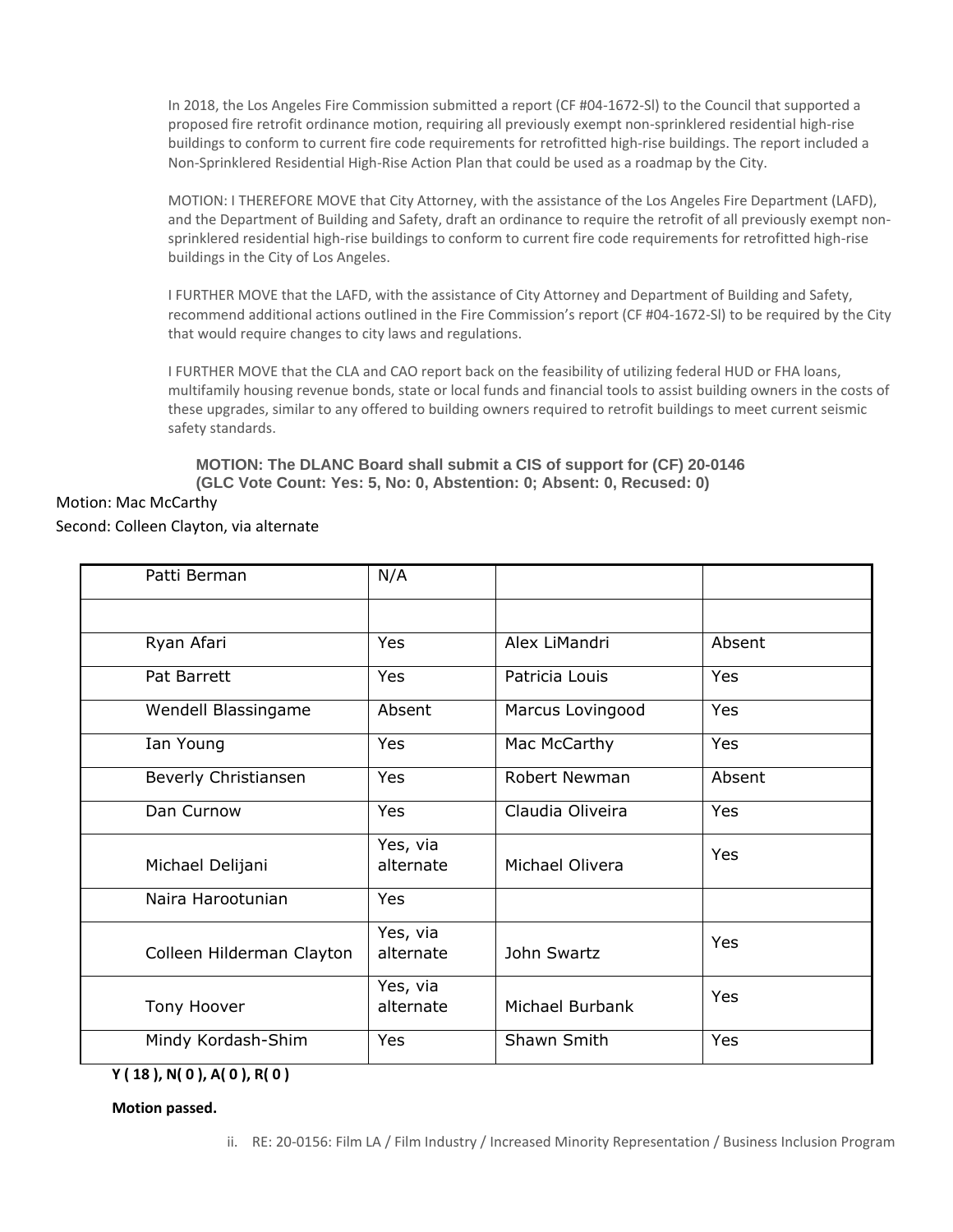In 2018, the Los Angeles Fire Commission submitted a report (CF #04-1672-Sl) to the Council that supported a proposed fire retrofit ordinance motion, requiring all previously exempt non-sprinklered residential high-rise buildings to conform to current fire code requirements for retrofitted high-rise buildings. The report included a Non-Sprinklered Residential High-Rise Action Plan that could be used as a roadmap by the City.

MOTION: I THEREFORE MOVE that City Attorney, with the assistance of the Los Angeles Fire Department (LAFD), and the Department of Building and Safety, draft an ordinance to require the retrofit of all previously exempt non-sprinklered residential high-rise buildings to conform to current fire code requirements for retrofitted high-rise buildings in the City of Los Angeles.

I FURTHER MOVE that the LAFD, with the assistance of City Attorney and Department of Building and Safety, recommend additional actions outlined in the Fire Commission's report (CF #04-1672-Sl) to be required by the City that would require changes to city laws and regulations.

I FURTHER MOVE that the CLA and CAO report back on the feasibility of utilizing federal HUD or FHA loans, multifamily housing revenue bonds, state or local funds and financial tools to assist building owners in the costs of these upgrades, similar to any offered to building owners required to retrofit buildings to meet current seismic safety standards.

**MOTION: The DLANC Board shall submit a CIS of support for (CF) 20-0146**
**(GLC Vote Count: Yes: 5, No: 0, Abstention: 0; Absent: 0, Recused: 0)**

Motion: Mac McCarthy
Second: Colleen Clayton, via alternate

| Patti Berman | N/A | | |
|---|---|---|---|
| | | | |
| Ryan Afari | Yes | Alex LiMandri | Absent |
| Pat Barrett | Yes | Patricia Louis | Yes |
| Wendell Blassingame | Absent | Marcus Lovingood | Yes |
| Ian Young | Yes | Mac McCarthy | Yes |
| Beverly Christiansen | Yes | Robert Newman | Absent |
| Dan Curnow | Yes | Claudia Oliveira | Yes |
| Michael Delijani | Yes, via alternate | Michael Olivera | Yes |
| Naira Harootunian | Yes | | |
| Colleen Hilderman Clayton | Yes, via alternate | John Swartz | Yes |
| Tony Hoover | Yes, via alternate | Michael Burbank | Yes |
| Mindy Kordash-Shim | Yes | Shawn Smith | Yes |

**Y ( 18 ), N( 0 ), A( 0 ), R( 0 )**

**Motion passed.**

ii. RE: 20-0156: Film LA / Film Industry / Increased Minority Representation / Business Inclusion Program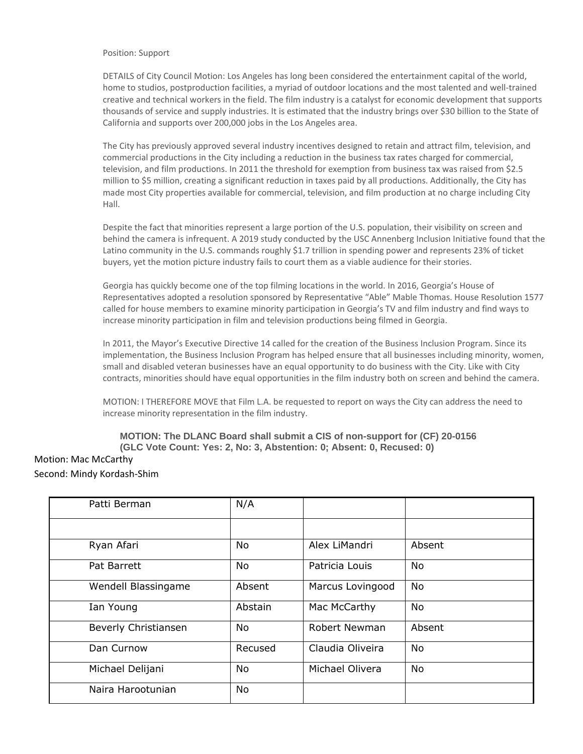Position: Support

DETAILS of City Council Motion: Los Angeles has long been considered the entertainment capital of the world, home to studios, postproduction facilities, a myriad of outdoor locations and the most talented and well-trained creative and technical workers in the field. The film industry is a catalyst for economic development that supports thousands of service and supply industries. It is estimated that the industry brings over $30 billion to the State of California and supports over 200,000 jobs in the Los Angeles area.

The City has previously approved several industry incentives designed to retain and attract film, television, and commercial productions in the City including a reduction in the business tax rates charged for commercial, television, and film productions. In 2011 the threshold for exemption from business tax was raised from $2.5 million to $5 million, creating a significant reduction in taxes paid by all productions. Additionally, the City has made most City properties available for commercial, television, and film production at no charge including City Hall.

Despite the fact that minorities represent a large portion of the U.S. population, their visibility on screen and behind the camera is infrequent. A 2019 study conducted by the USC Annenberg Inclusion Initiative found that the Latino community in the U.S. commands roughly $1.7 trillion in spending power and represents 23% of ticket buyers, yet the motion picture industry fails to court them as a viable audience for their stories.

Georgia has quickly become one of the top filming locations in the world. In 2016, Georgia's House of Representatives adopted a resolution sponsored by Representative "Able" Mable Thomas. House Resolution 1577 called for house members to examine minority participation in Georgia's TV and film industry and find ways to increase minority participation in film and television productions being filmed in Georgia.

In 2011, the Mayor's Executive Directive 14 called for the creation of the Business Inclusion Program. Since its implementation, the Business Inclusion Program has helped ensure that all businesses including minority, women, small and disabled veteran businesses have an equal opportunity to do business with the City. Like with City contracts, minorities should have equal opportunities in the film industry both on screen and behind the camera.

MOTION: I THEREFORE MOVE that Film L.A. be requested to report on ways the City can address the need to increase minority representation in the film industry.

**MOTION: The DLANC Board shall submit a CIS of non-support for (CF) 20-0156**
**(GLC Vote Count: Yes: 2, No: 3, Abstention: 0; Absent: 0, Recused: 0)**

Motion: Mac McCarthy

Second: Mindy Kordash-Shim

| Patti Berman | N/A | | |
|---|---|---|---|
| | | | |
| Ryan Afari | No | Alex LiMandri | Absent |
| Pat Barrett | No | Patricia Louis | No |
| Wendell Blassingame | Absent | Marcus Lovingood | No |
| Ian Young | Abstain | Mac McCarthy | No |
| Beverly Christiansen | No | Robert Newman | Absent |
| Dan Curnow | Recused | Claudia Oliveira | No |
| Michael Delijani | No | Michael Olivera | No |
| Naira Harootunian | No | | |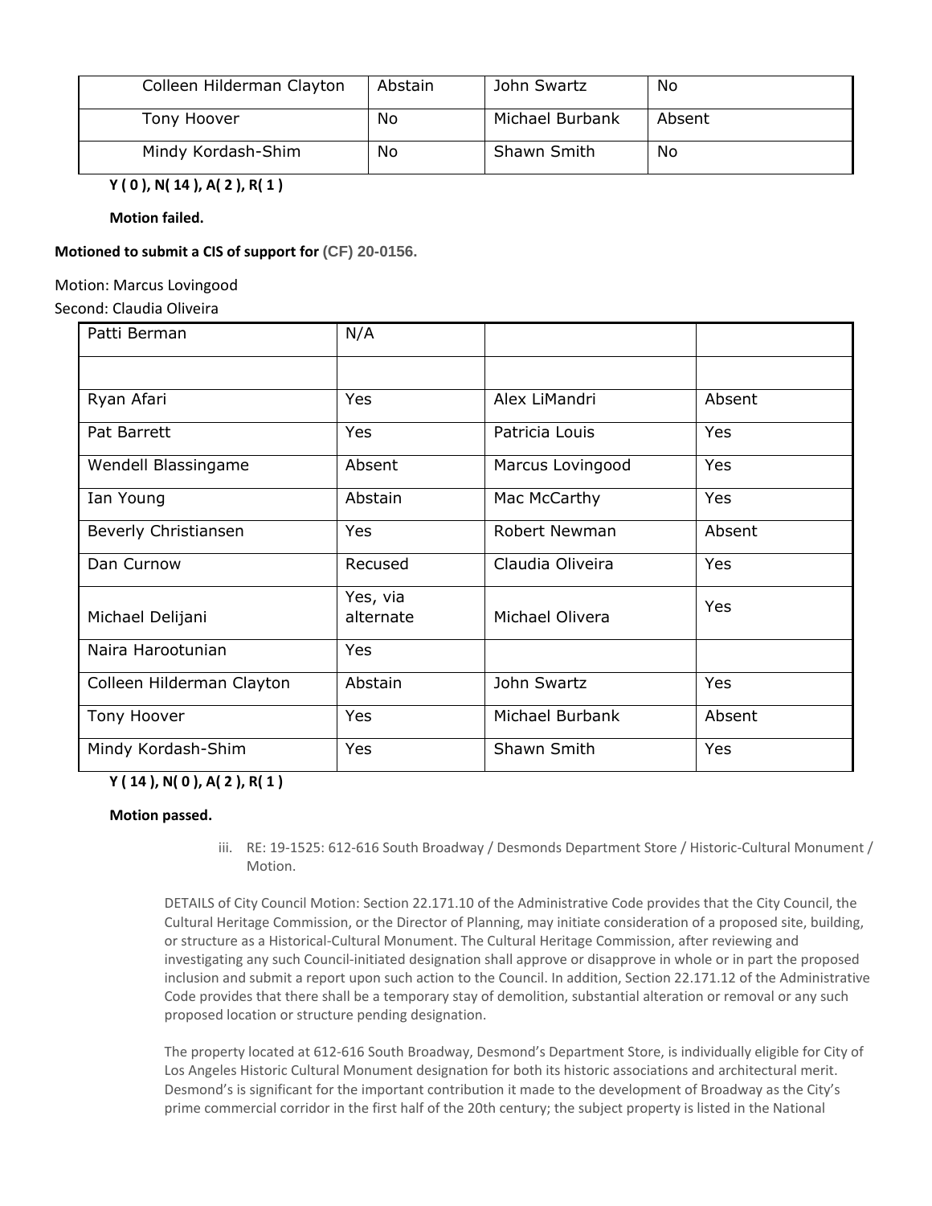| Colleen Hilderman Clayton | Abstain | John Swartz | No |
|---|---|---|---|
| Tony Hoover | No | Michael Burbank | Absent |
| Mindy Kordash-Shim | No | Shawn Smith | No |

**Y ( 0 ), N( 14 ), A( 2 ), R( 1 )**

**Motion failed.**

**Motioned to submit a CIS of support for (CF) 20-0156.**

Motion: Marcus Lovingood
Second: Claudia Oliveira

| Patti Berman | N/A | | |
|---|---|---|---|
| | | | |
| Ryan Afari | Yes | Alex LiMandri | Absent |
| Pat Barrett | Yes | Patricia Louis | Yes |
| Wendell Blassingame | Absent | Marcus Lovingood | Yes |
| Ian Young | Abstain | Mac McCarthy | Yes |
| Beverly Christiansen | Yes | Robert Newman | Absent |
| Dan Curnow | Recused | Claudia Oliveira | Yes |
| Michael Delijani | Yes, via alternate | Michael Olivera | Yes |
| Naira Harootunian | Yes | | |
| Colleen Hilderman Clayton | Abstain | John Swartz | Yes |
| Tony Hoover | Yes | Michael Burbank | Absent |
| Mindy Kordash-Shim | Yes | Shawn Smith | Yes |

**Y ( 14 ), N( 0 ), A( 2 ), R( 1 )**

**Motion passed.**

iii. RE: 19-1525: 612-616 South Broadway / Desmonds Department Store / Historic-Cultural Monument / Motion.

DETAILS of City Council Motion: Section 22.171.10 of the Administrative Code provides that the City Council, the Cultural Heritage Commission, or the Director of Planning, may initiate consideration of a proposed site, building, or structure as a Historical-Cultural Monument. The Cultural Heritage Commission, after reviewing and investigating any such Council-initiated designation shall approve or disapprove in whole or in part the proposed inclusion and submit a report upon such action to the Council. In addition, Section 22.171.12 of the Administrative Code provides that there shall be a temporary stay of demolition, substantial alteration or removal or any such proposed location or structure pending designation.

The property located at 612-616 South Broadway, Desmond's Department Store, is individually eligible for City of Los Angeles Historic Cultural Monument designation for both its historic associations and architectural merit. Desmond's is significant for the important contribution it made to the development of Broadway as the City's prime commercial corridor in the first half of the 20th century; the subject property is listed in the National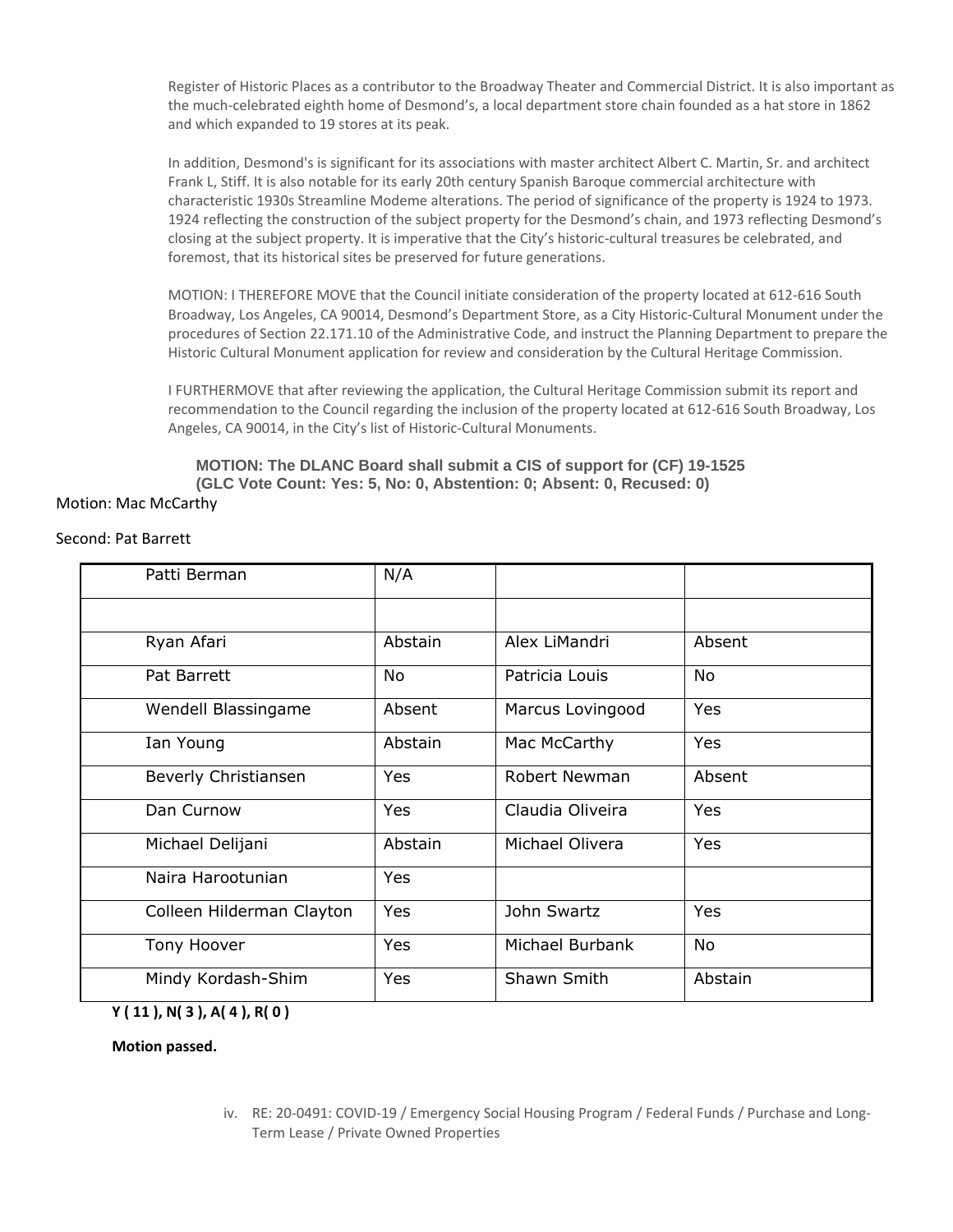Register of Historic Places as a contributor to the Broadway Theater and Commercial District. It is also important as the much-celebrated eighth home of Desmond's, a local department store chain founded as a hat store in 1862 and which expanded to 19 stores at its peak.

In addition, Desmond's is significant for its associations with master architect Albert C. Martin, Sr. and architect Frank L, Stiff. It is also notable for its early 20th century Spanish Baroque commercial architecture with characteristic 1930s Streamline Moderne alterations. The period of significance of the property is 1924 to 1973. 1924 reflecting the construction of the subject property for the Desmond's chain, and 1973 reflecting Desmond's closing at the subject property. It is imperative that the City's historic-cultural treasures be celebrated, and foremost, that its historical sites be preserved for future generations.

MOTION: I THEREFORE MOVE that the Council initiate consideration of the property located at 612-616 South Broadway, Los Angeles, CA 90014, Desmond's Department Store, as a City Historic-Cultural Monument under the procedures of Section 22.171.10 of the Administrative Code, and instruct the Planning Department to prepare the Historic Cultural Monument application for review and consideration by the Cultural Heritage Commission.

I FURTHERMOVE that after reviewing the application, the Cultural Heritage Commission submit its report and recommendation to the Council regarding the inclusion of the property located at 612-616 South Broadway, Los Angeles, CA 90014, in the City's list of Historic-Cultural Monuments.

**MOTION: The DLANC Board shall submit a CIS of support for (CF) 19-1525**
**(GLC Vote Count: Yes: 5, No: 0, Abstention: 0; Absent: 0, Recused: 0)**

Motion: Mac McCarthy

Second: Pat Barrett

| Patti Berman | N/A | | |
|---|---|---|---|
| | | | |
| Ryan Afari | Abstain | Alex LiMandri | Absent |
| Pat Barrett | No | Patricia Louis | No |
| Wendell Blassingame | Absent | Marcus Lovingood | Yes |
| Ian Young | Abstain | Mac McCarthy | Yes |
| Beverly Christiansen | Yes | Robert Newman | Absent |
| Dan Curnow | Yes | Claudia Oliveira | Yes |
| Michael Delijani | Abstain | Michael Olivera | Yes |
| Naira Harootunian | Yes | | |
| Colleen Hilderman Clayton | Yes | John Swartz | Yes |
| Tony Hoover | Yes | Michael Burbank | No |
| Mindy Kordash-Shim | Yes | Shawn Smith | Abstain |

**Y ( 11 ), N( 3 ), A( 4 ), R( 0 )**

**Motion passed.**

iv. RE: 20-0491: COVID-19 / Emergency Social Housing Program / Federal Funds / Purchase and Long-Term Lease / Private Owned Properties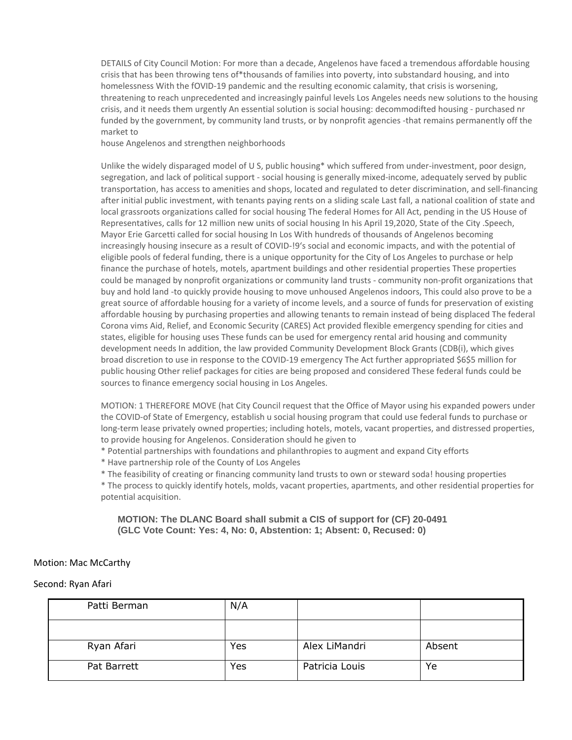DETAILS of City Council Motion: For more than a decade, Angelenos have faced a tremendous affordable housing crisis that has been throwing tens of*thousands of families into poverty, into substandard housing, and into homelessness With the fOVID-19 pandemic and the resulting economic calamity, that crisis is worsening, threatening to reach unprecedented and increasingly painful levels Los Angeles needs new solutions to the housing crisis, and it needs them urgently An essential solution is social housing: decommodifted housing - purchased nr funded by the government, by community land trusts, or by nonprofit agencies -that remains permanently off the market to
house Angelenos and strengthen neighborhoods

Unlike the widely disparaged model of U S, public housing* which suffered from under-investment, poor design, segregation, and lack of political support - social housing is generally mixed-income, adequately served by public transportation, has access to amenities and shops, located and regulated to deter discrimination, and sell-financing after initial public investment, with tenants paying rents on a sliding scale Last fall, a national coalition of state and local grassroots organizations called for social housing The federal Homes for All Act, pending in the US House of Representatives, calls for 12 million new units of social housing In his April 19,2020, State of the City .Speech, Mayor Erie Garcetti called for social housing In Los With hundreds of thousands of Angelenos becoming increasingly housing insecure as a result of COVID-!9's social and economic impacts, and with the potential of eligible pools of federal funding, there is a unique opportunity for the City of Los Angeles to purchase or help finance the purchase of hotels, motels, apartment buildings and other residential properties These properties could be managed by nonprofit organizations or community land trusts - community non-profit organizations that buy and hold land -to quickly provide housing to move unhoused Angelenos indoors, This could also prove to be a great source of affordable housing for a variety of income levels, and a source of funds for preservation of existing affordable housing by purchasing properties and allowing tenants to remain instead of being displaced The federal Corona vims Aid, Relief, and Economic Security (CARES) Act provided flexible emergency spending for cities and states, eligible for housing uses These funds can be used for emergency rental arid housing and community development needs In addition, the law provided Community Development Block Grants (CDB(i), which gives broad discretion to use in response to the COVID-19 emergency The Act further appropriated $6$5 million for public housing Other relief packages for cities are being proposed and considered These federal funds could be sources to finance emergency social housing in Los Angeles.

MOTION: 1 THEREFORE MOVE (hat City Council request that the Office of Mayor using his expanded powers under the COVID-of State of Emergency, establish u social housing program that could use federal funds to purchase or long-term lease privately owned properties; including hotels, motels, vacant properties, and distressed properties, to provide housing for Angelenos. Consideration should he given to

* Potential partnerships with foundations and philanthropies to augment and expand City efforts
* Have partnership role of the County of Los Angeles
* The feasibility of creating or financing community land trusts to own or steward soda! housing properties
* The process to quickly identify hotels, molds, vacant properties, apartments, and other residential properties for potential acquisition.

**MOTION: The DLANC Board shall submit a CIS of support for (CF) 20-0491**
**(GLC Vote Count: Yes: 4, No: 0, Abstention: 1; Absent: 0, Recused: 0)**

Motion: Mac McCarthy

Second: Ryan Afari

| Patti Berman | N/A | | |
|---|---|---|---|
| | | | |
| Ryan Afari | Yes | Alex LiMandri | Absent |
| Pat Barrett | Yes | Patricia Louis | Ye |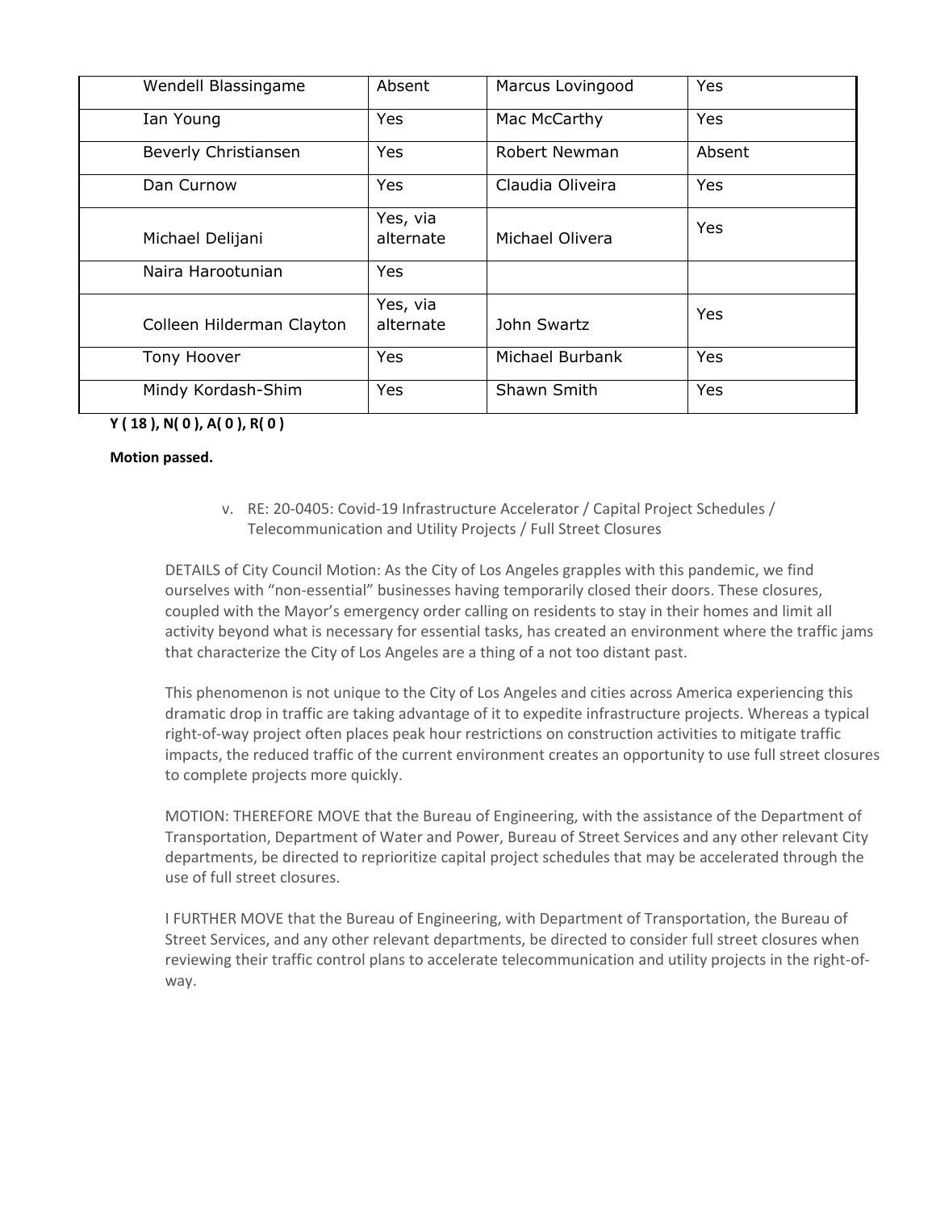| | | | |
|---|---|---|---|
| Wendell Blassingame | Absent | Marcus Lovingood | Yes |
| Ian Young | Yes | Mac McCarthy | Yes |
| Beverly Christiansen | Yes | Robert Newman | Absent |
| Dan Curnow | Yes | Claudia Oliveira | Yes |
| Michael Delijani | Yes, via alternate | Michael Olivera | Yes |
| Naira Harootunian | Yes | | |
| Colleen Hilderman Clayton | Yes, via alternate | John Swartz | Yes |
| Tony Hoover | Yes | Michael Burbank | Yes |
| Mindy Kordash-Shim | Yes | Shawn Smith | Yes |

**Y ( 18 ), N( 0 ), A( 0 ), R( 0 )**

**Motion passed.**

v. RE: 20-0405: Covid-19 Infrastructure Accelerator / Capital Project Schedules / Telecommunication and Utility Projects / Full Street Closures

DETAILS of City Council Motion: As the City of Los Angeles grapples with this pandemic, we find ourselves with "non-essential" businesses having temporarily closed their doors. These closures, coupled with the Mayor's emergency order calling on residents to stay in their homes and limit all activity beyond what is necessary for essential tasks, has created an environment where the traffic jams that characterize the City of Los Angeles are a thing of a not too distant past.

This phenomenon is not unique to the City of Los Angeles and cities across America experiencing this dramatic drop in traffic are taking advantage of it to expedite infrastructure projects. Whereas a typical right-of-way project often places peak hour restrictions on construction activities to mitigate traffic impacts, the reduced traffic of the current environment creates an opportunity to use full street closures to complete projects more quickly.

MOTION: THEREFORE MOVE that the Bureau of Engineering, with the assistance of the Department of Transportation, Department of Water and Power, Bureau of Street Services and any other relevant City departments, be directed to reprioritize capital project schedules that may be accelerated through the use of full street closures.

I FURTHER MOVE that the Bureau of Engineering, with Department of Transportation, the Bureau of Street Services, and any other relevant departments, be directed to consider full street closures when reviewing their traffic control plans to accelerate telecommunication and utility projects in the right-of-way.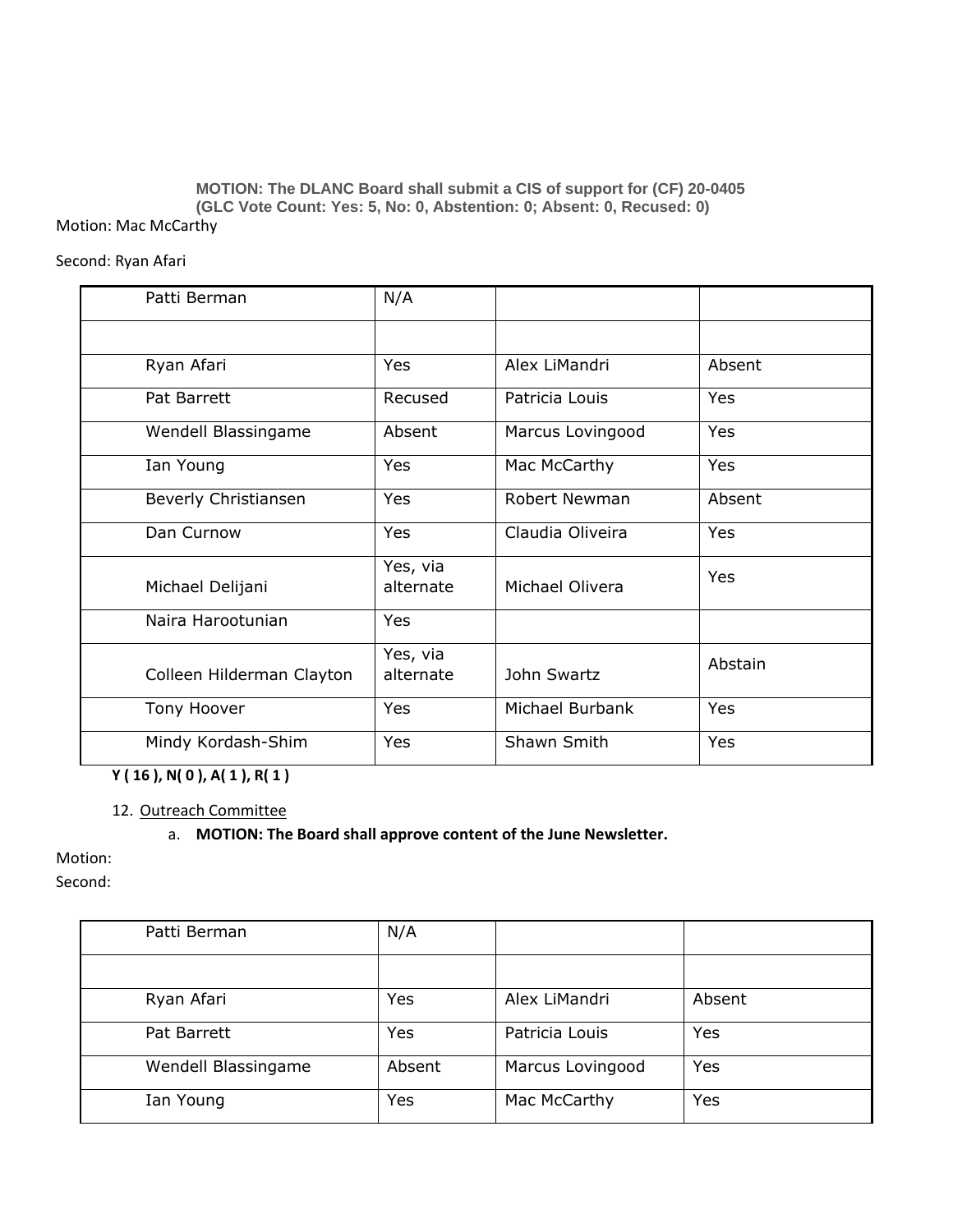**MOTION: The DLANC Board shall submit a CIS of support for (CF) 20-0405**
**(GLC Vote Count: Yes: 5, No: 0, Abstention: 0; Absent: 0, Recused: 0)**

Motion: Mac McCarthy

Second: Ryan Afari

| Patti Berman | N/A | | |
|---|---|---|---|
| | | | |
| Ryan Afari | Yes | Alex LiMandri | Absent |
| Pat Barrett | Recused | Patricia Louis | Yes |
| Wendell Blassingame | Absent | Marcus Lovingood | Yes |
| Ian Young | Yes | Mac McCarthy | Yes |
| Beverly Christiansen | Yes | Robert Newman | Absent |
| Dan Curnow | Yes | Claudia Oliveira | Yes |
| Michael Delijani | Yes, via alternate | Michael Olivera | Yes |
| Naira Harootunian | Yes | | |
| Colleen Hilderman Clayton | Yes, via alternate | John Swartz | Abstain |
| Tony Hoover | Yes | Michael Burbank | Yes |
| Mindy Kordash-Shim | Yes | Shawn Smith | Yes |

**Y ( 16 ), N( 0 ), A( 1 ), R( 1 )**

12. Outreach Committee

    a. **MOTION: The Board shall approve content of the June Newsletter.**

Motion:

Second:

| Patti Berman | N/A | | |
|---|---|---|---|
| | | | |
| Ryan Afari | Yes | Alex LiMandri | Absent |
| Pat Barrett | Yes | Patricia Louis | Yes |
| Wendell Blassingame | Absent | Marcus Lovingood | Yes |
| Ian Young | Yes | Mac McCarthy | Yes |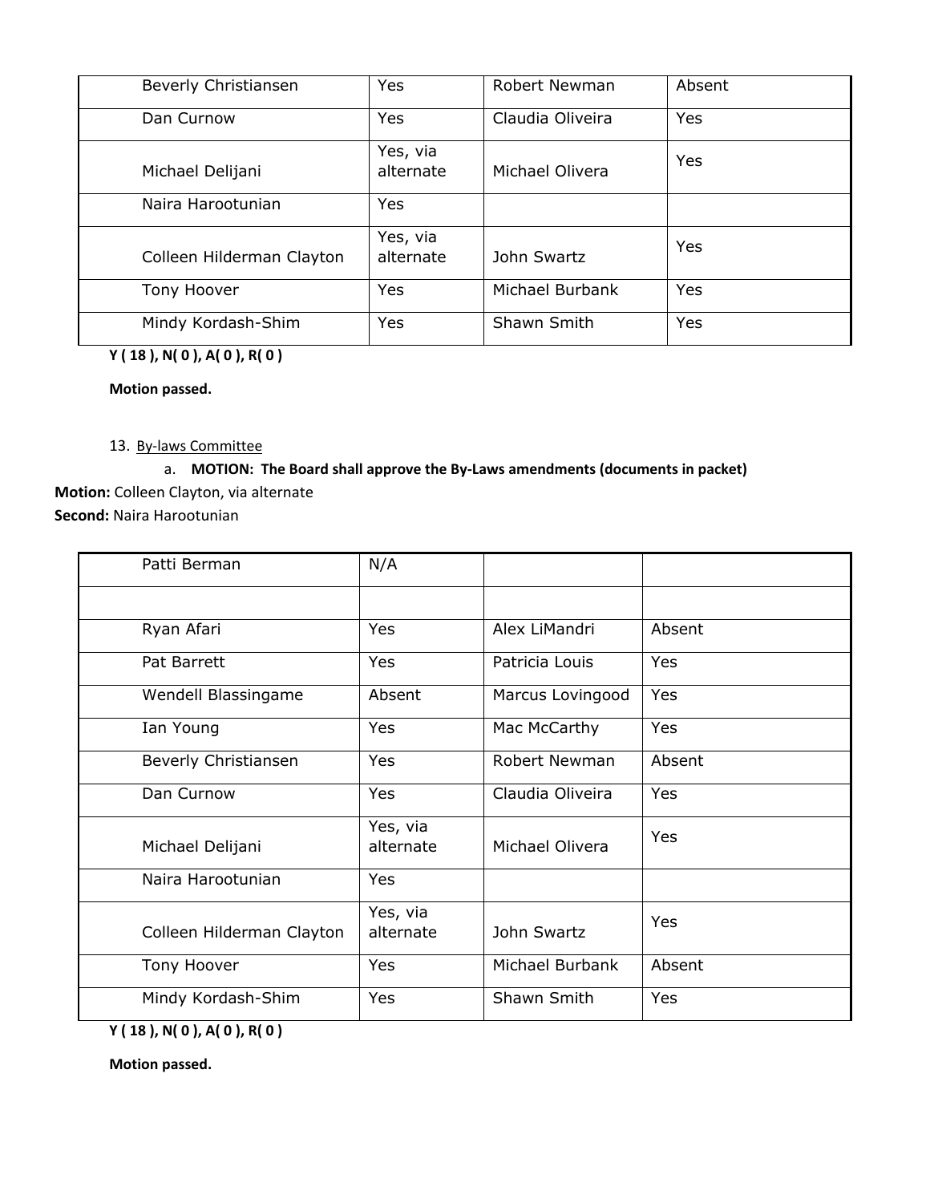| | | | |
|---|---|---|---|
| Beverly Christiansen | Yes | Robert Newman | Absent |
| Dan Curnow | Yes | Claudia Oliveira | Yes |
| Michael Delijani | Yes, via alternate | Michael Olivera | Yes |
| Naira Harootunian | Yes | | |
| Colleen Hilderman Clayton | Yes, via alternate | John Swartz | Yes |
| Tony Hoover | Yes | Michael Burbank | Yes |
| Mindy Kordash-Shim | Yes | Shawn Smith | Yes |

**Y ( 18 ), N( 0 ), A( 0 ), R( 0 )**

**Motion passed.**

13. By-laws Committee

    a. **MOTION: The Board shall approve the By-Laws amendments (documents in packet)**

**Motion:** Colleen Clayton, via alternate
**Second:** Naira Harootunian

| | | | |
|---|---|---|---|
| Patti Berman | N/A | | |
| | | | |
| Ryan Afari | Yes | Alex LiMandri | Absent |
| Pat Barrett | Yes | Patricia Louis | Yes |
| Wendell Blassingame | Absent | Marcus Lovingood | Yes |
| Ian Young | Yes | Mac McCarthy | Yes |
| Beverly Christiansen | Yes | Robert Newman | Absent |
| Dan Curnow | Yes | Claudia Oliveira | Yes |
| Michael Delijani | Yes, via alternate | Michael Olivera | Yes |
| Naira Harootunian | Yes | | |
| Colleen Hilderman Clayton | Yes, via alternate | John Swartz | Yes |
| Tony Hoover | Yes | Michael Burbank | Absent |
| Mindy Kordash-Shim | Yes | Shawn Smith | Yes |

**Y ( 18 ), N( 0 ), A( 0 ), R( 0 )**

**Motion passed.**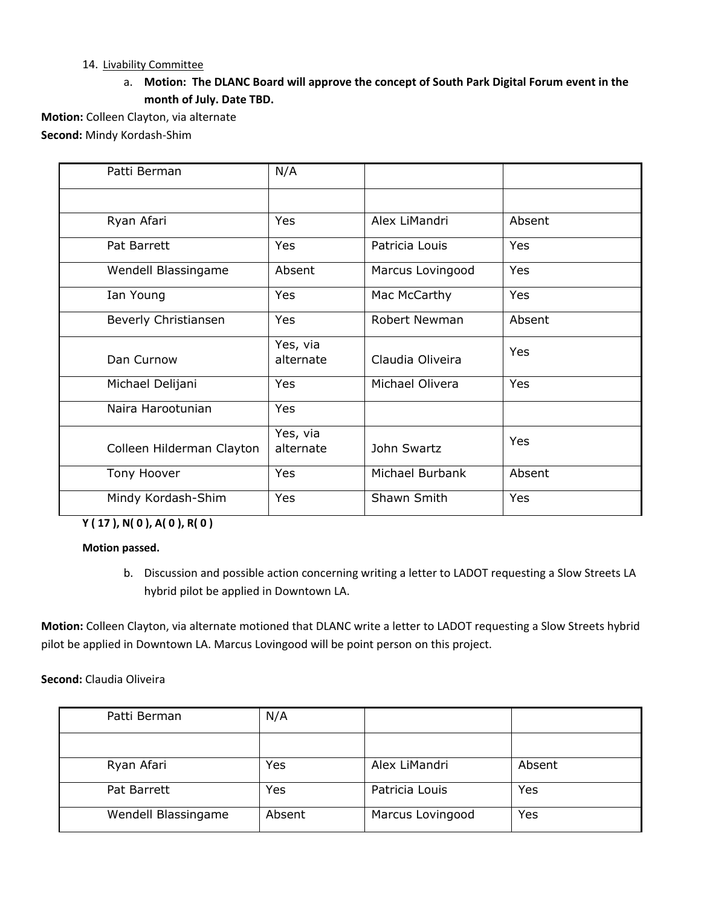14. Livability Committee

a. **Motion: The DLANC Board will approve the concept of South Park Digital Forum event in the month of July. Date TBD.**

**Motion:** Colleen Clayton, via alternate
**Second:** Mindy Kordash-Shim

| Patti Berman | N/A | | |
|---|---|---|---|
| | | | |
| Ryan Afari | Yes | Alex LiMandri | Absent |
| Pat Barrett | Yes | Patricia Louis | Yes |
| Wendell Blassingame | Absent | Marcus Lovingood | Yes |
| Ian Young | Yes | Mac McCarthy | Yes |
| Beverly Christiansen | Yes | Robert Newman | Absent |
| Dan Curnow | Yes, via alternate | Claudia Oliveira | Yes |
| Michael Delijani | Yes | Michael Olivera | Yes |
| Naira Harootunian | Yes | | |
| Colleen Hilderman Clayton | Yes, via alternate | John Swartz | Yes |
| Tony Hoover | Yes | Michael Burbank | Absent |
| Mindy Kordash-Shim | Yes | Shawn Smith | Yes |

**Y ( 17 ), N( 0 ), A( 0 ), R( 0 )**

**Motion passed.**

b. Discussion and possible action concerning writing a letter to LADOT requesting a Slow Streets LA hybrid pilot be applied in Downtown LA.

**Motion:** Colleen Clayton, via alternate motioned that DLANC write a letter to LADOT requesting a Slow Streets hybrid pilot be applied in Downtown LA. Marcus Lovingood will be point person on this project.

**Second:** Claudia Oliveira

| Patti Berman | N/A | | |
|---|---|---|---|
| | | | |
| Ryan Afari | Yes | Alex LiMandri | Absent |
| Pat Barrett | Yes | Patricia Louis | Yes |
| Wendell Blassingame | Absent | Marcus Lovingood | Yes |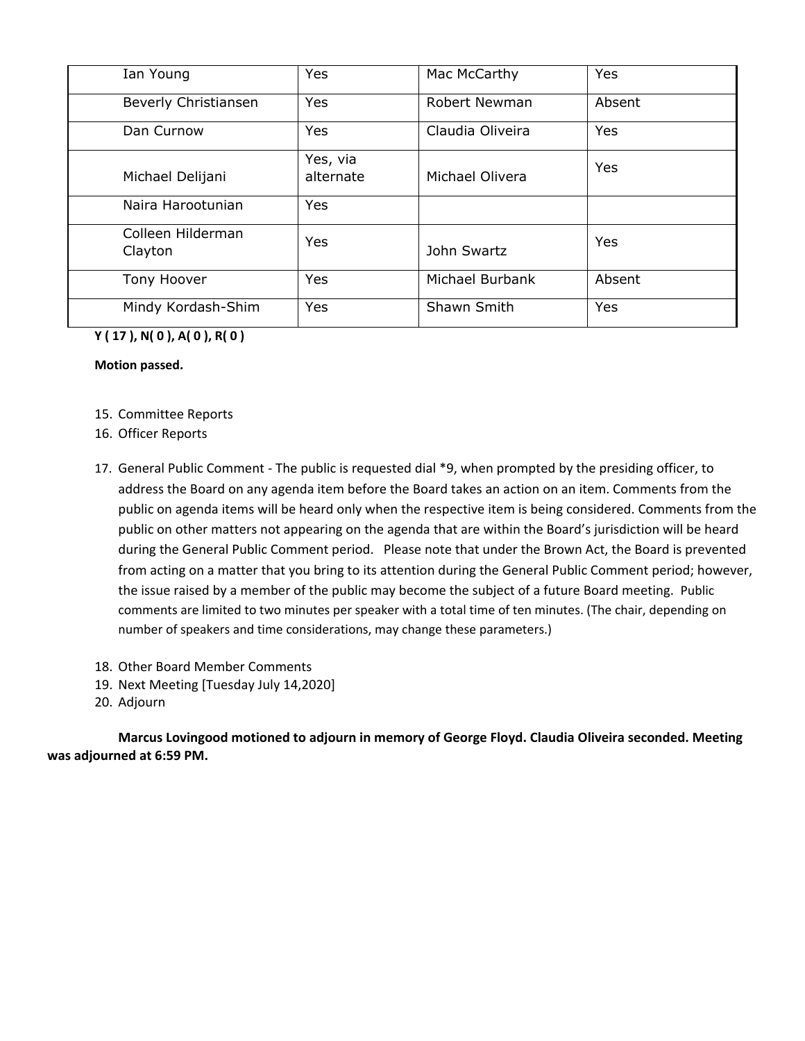| | | | |
|---|---|---|---|
| Ian Young | Yes | Mac McCarthy | Yes |
| Beverly Christiansen | Yes | Robert Newman | Absent |
| Dan Curnow | Yes | Claudia Oliveira | Yes |
| Michael Delijani | Yes, via alternate | Michael Olivera | Yes |
| Naira Harootunian | Yes | | |
| Colleen Hilderman Clayton | Yes | John Swartz | Yes |
| Tony Hoover | Yes | Michael Burbank | Absent |
| Mindy Kordash-Shim | Yes | Shawn Smith | Yes |

**Y ( 17 ), N( 0 ), A( 0 ), R( 0 )**

**Motion passed.**

15. Committee Reports
16. Officer Reports
17. General Public Comment - The public is requested dial *9, when prompted by the presiding officer, to address the Board on any agenda item before the Board takes an action on an item. Comments from the public on agenda items will be heard only when the respective item is being considered. Comments from the public on other matters not appearing on the agenda that are within the Board's jurisdiction will be heard during the General Public Comment period. Please note that under the Brown Act, the Board is prevented from acting on a matter that you bring to its attention during the General Public Comment period; however, the issue raised by a member of the public may become the subject of a future Board meeting. Public comments are limited to two minutes per speaker with a total time of ten minutes. (The chair, depending on number of speakers and time considerations, may change these parameters.)
18. Other Board Member Comments
19. Next Meeting [Tuesday July 14,2020]
20. Adjourn

**Marcus Lovingood motioned to adjourn in memory of George Floyd. Claudia Oliveira seconded. Meeting was adjourned at 6:59 PM.**